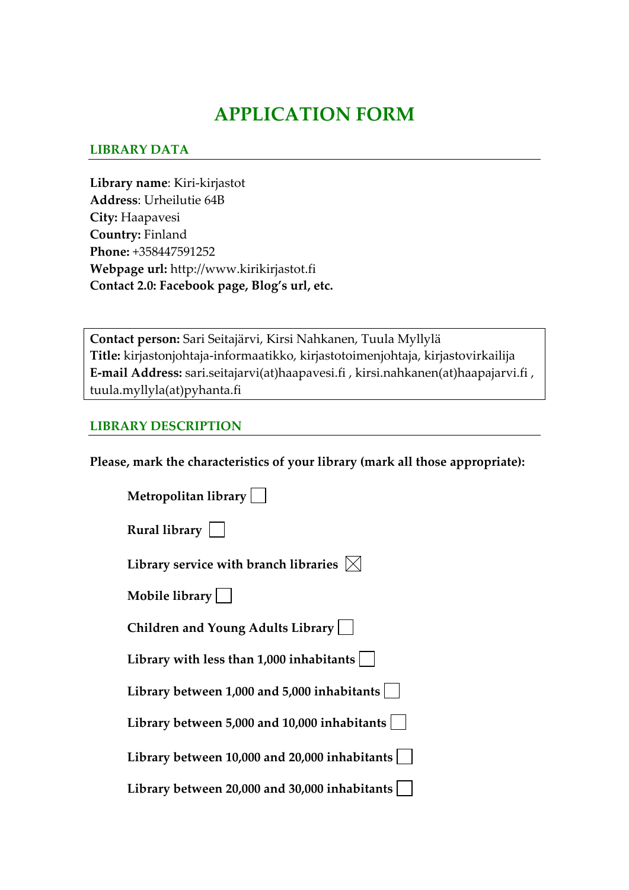# APPLICATION FORM

## LIBRARY DATA

**Library name**: Kiri-kirjastot
**Address**: Urheilutie 64B
**City:** Haapavesi
**Country:** Finland
**Phone:** +358447591252
**Webpage url:** http://www.kirikirjastot.fi
**Contact 2.0: Facebook page, Blog's url, etc.**

**Contact person:** Sari Seitajärvi, Kirsi Nahkanen, Tuula Myllylä
**Title:** kirjastonjohtaja-informaatikko, kirjastotoimenjohtaja, kirjastovirkailija
**E-mail Address:** sari.seitajarvi(at)haapavesi.fi , kirsi.nahkanen(at)haapajarvi.fi , tuula.myllyla(at)pyhanta.fi

## LIBRARY DESCRIPTION

**Please, mark the characteristics of your library (mark all those appropriate):**

- **Metropolitan library** ☐
- **Rural library** ☐
- **Library service with branch libraries** ☒
- **Mobile library** ☐
- **Children and Young Adults Library** ☐
- **Library with less than 1,000 inhabitants** ☐
- **Library between 1,000 and 5,000 inhabitants** ☐
- **Library between 5,000 and 10,000 inhabitants** ☐
- **Library between 10,000 and 20,000 inhabitants** ☐
- **Library between 20,000 and 30,000 inhabitants** ☐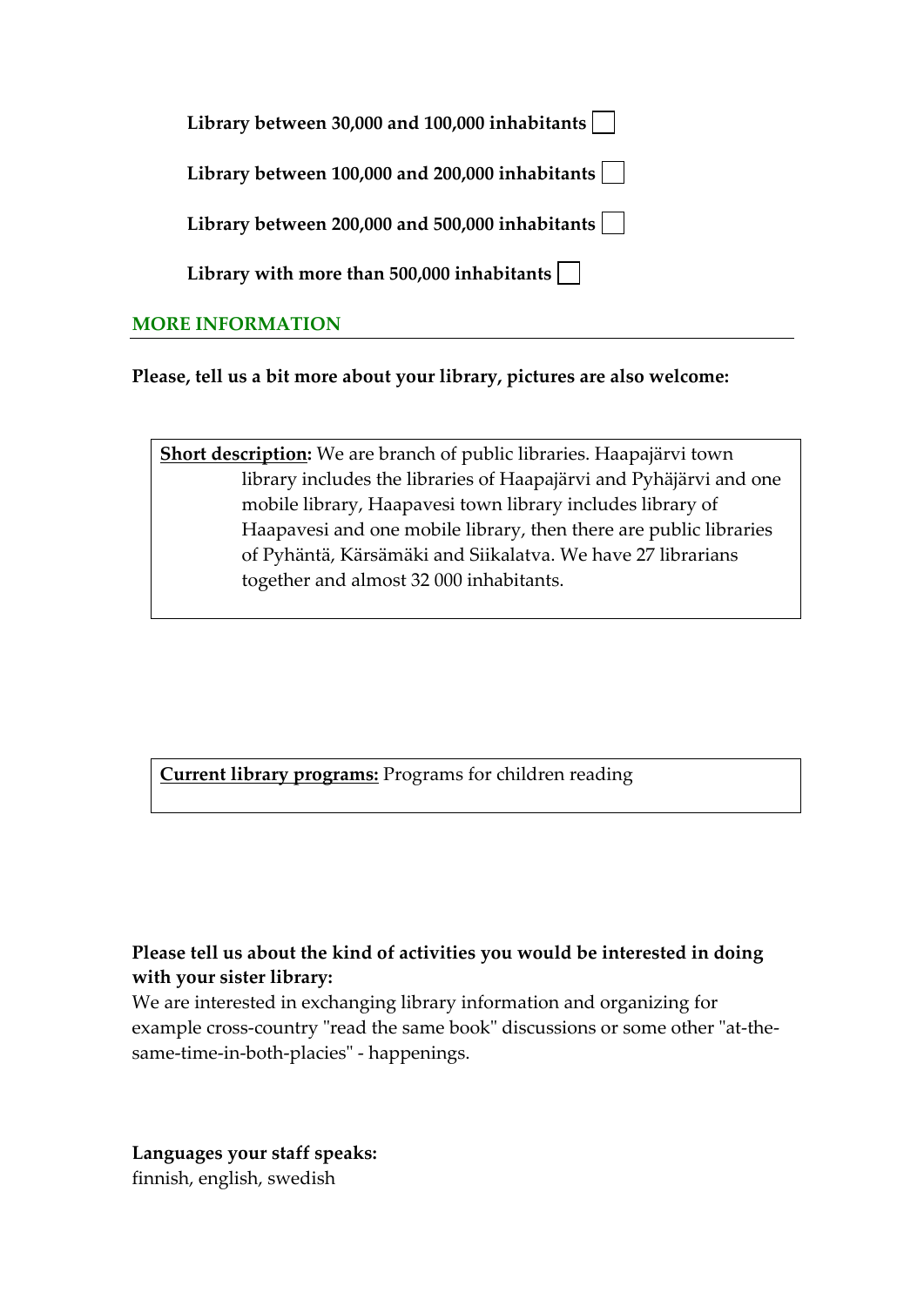**Library between 30,000 and 100,000 inhabitants** ☐

**Library between 100,000 and 200,000 inhabitants** ☐

**Library between 200,000 and 500,000 inhabitants** ☐

**Library with more than 500,000 inhabitants** ☐

## MORE INFORMATION

**Please, tell us a bit more about your library, pictures are also welcome:**

**Short description:** We are branch of public libraries. Haapajärvi town library includes the libraries of Haapajärvi and Pyhäjärvi and one mobile library, Haapavesi town library includes library of Haapavesi and one mobile library, then there are public libraries of Pyhäntä, Kärsämäki and Siikalatva. We have 27 librarians together and almost 32 000 inhabitants.

**Current library programs:** Programs for children reading

**Please tell us about the kind of activities you would be interested in doing with your sister library:**

We are interested in exchanging library information and organizing for example cross-country "read the same book" discussions or some other "at-the-same-time-in-both-placies" - happenings.

**Languages your staff speaks:**

finnish, english, swedish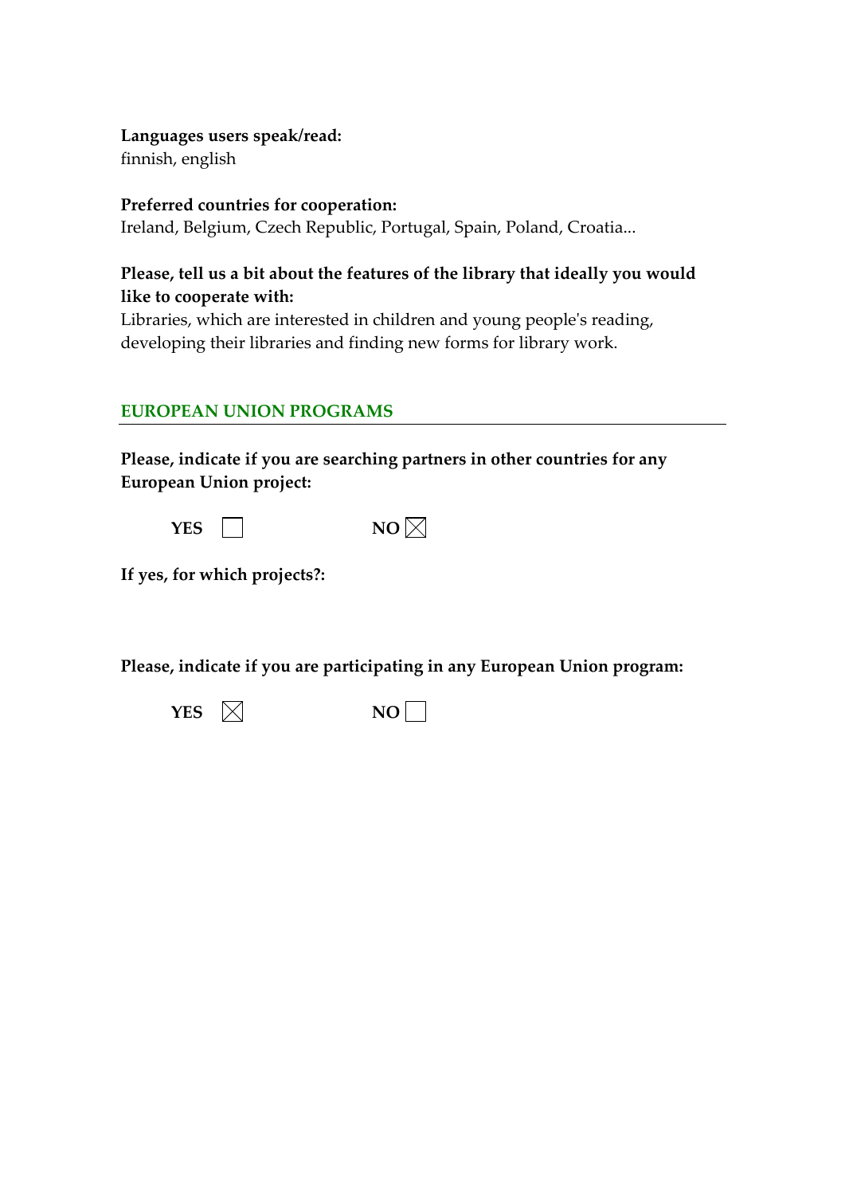**Languages users speak/read:**
finnish, english

**Preferred countries for cooperation:**
Ireland, Belgium, Czech Republic, Portugal, Spain, Poland, Croatia...

**Please, tell us a bit about the features of the library that ideally you would like to cooperate with:**
Libraries, which are interested in children and young people's reading, developing their libraries and finding new forms for library work.

## EUROPEAN UNION PROGRAMS

**Please, indicate if you are searching partners in other countries for any European Union project:**

**YES** ☐ **NO** ☒

**If yes, for which projects?:**

**Please, indicate if you are participating in any European Union program:**

**YES** ☒ **NO** ☐